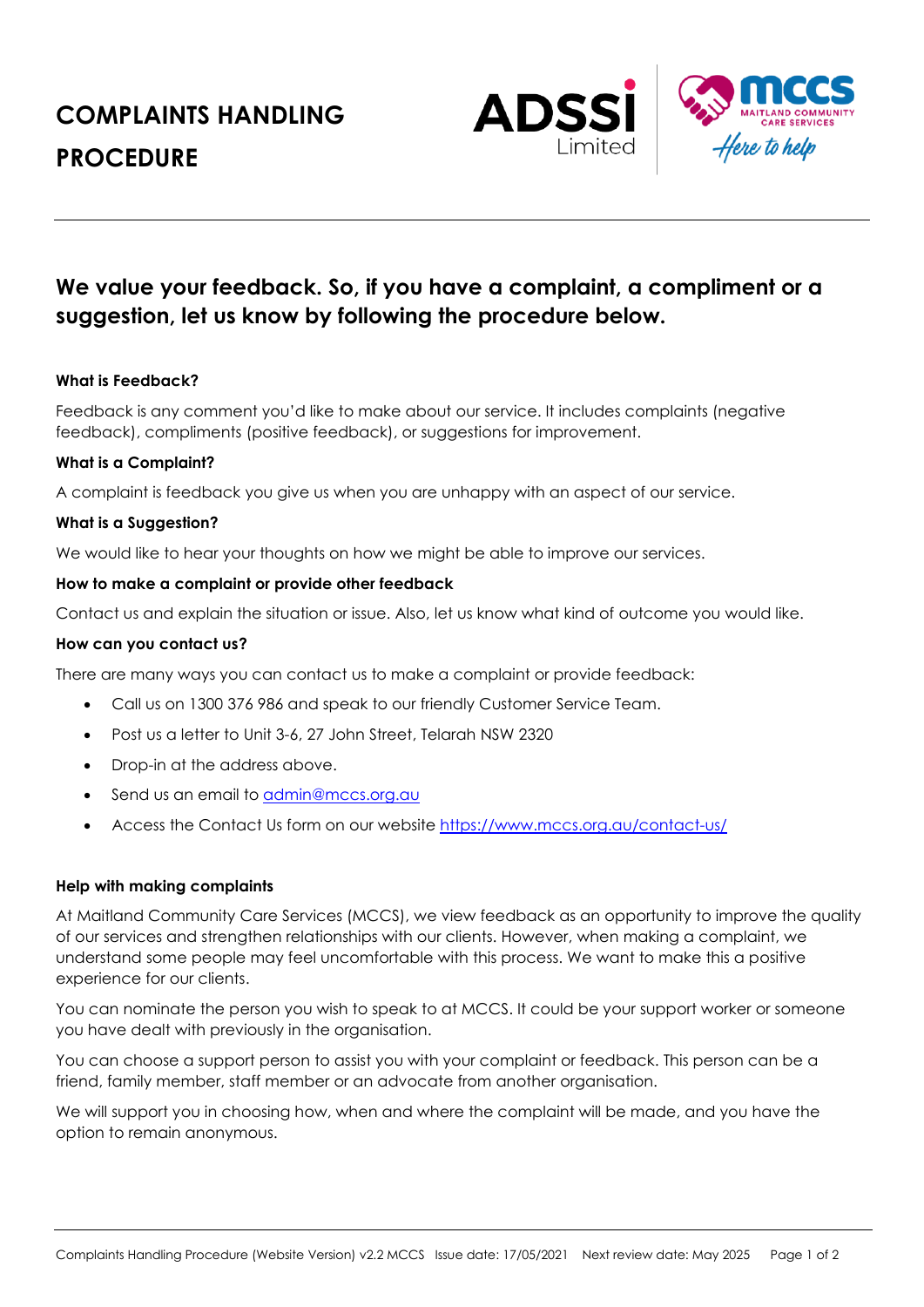# COMPLAINTS HANDLING PROCEDURE

## We value your feedback. So, if you have a complaint, a compliment or a suggestion, let us know by following the procedure below.

**What is Feedback?**

Feedback is any comment you'd like to make about our service. It includes complaints (negative feedback), compliments (positive feedback), or suggestions for improvement.

**What is a Complaint?**

A complaint is feedback you give us when you are unhappy with an aspect of our service.

**What is a Suggestion?**

We would like to hear your thoughts on how we might be able to improve our services.

**How to make a complaint or provide other feedback**

Contact us and explain the situation or issue. Also, let us know what kind of outcome you would like.

**How can you contact us?**

There are many ways you can contact us to make a complaint or provide feedback:

- Call us on 1300 376 986 and speak to our friendly Customer Service Team.
- Post us a letter to Unit 3-6, 27 John Street, Telarah NSW 2320
- Drop-in at the address above.
- Send us an email to [admin@mccs.org.au](mailto:admin@mccs.org.au)
- Access the Contact Us form on our website [https://www.mccs.org.au/contact-us/](https://www.mccs.org.au/contact-us/)

**Help with making complaints**

At Maitland Community Care Services (MCCS), we view feedback as an opportunity to improve the quality of our services and strengthen relationships with our clients. However, when making a complaint, we understand some people may feel uncomfortable with this process. We want to make this a positive experience for our clients.

You can nominate the person you wish to speak to at MCCS. It could be your support worker or someone you have dealt with previously in the organisation.

You can choose a support person to assist you with your complaint or feedback. This person can be a friend, family member, staff member or an advocate from another organisation.

We will support you in choosing how, when and where the complaint will be made, and you have the option to remain anonymous.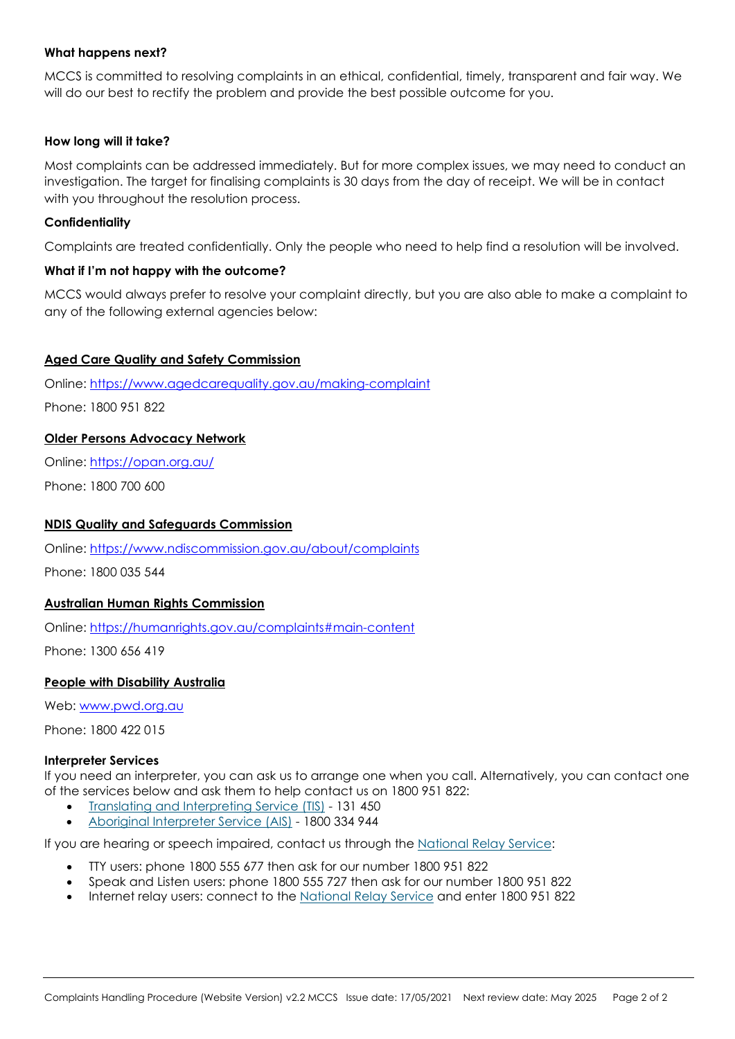**What happens next?**

MCCS is committed to resolving complaints in an ethical, confidential, timely, transparent and fair way. We will do our best to rectify the problem and provide the best possible outcome for you.

**How long will it take?**

Most complaints can be addressed immediately. But for more complex issues, we may need to conduct an investigation. The target for finalising complaints is 30 days from the day of receipt. We will be in contact with you throughout the resolution process.

**Confidentiality**

Complaints are treated confidentially. Only the people who need to help find a resolution will be involved.

**What if I'm not happy with the outcome?**

MCCS would always prefer to resolve your complaint directly, but you are also able to make a complaint to any of the following external agencies below:

**Aged Care Quality and Safety Commission**

Online: https://www.agedcarequality.gov.au/making-complaint

Phone: 1800 951 822

**Older Persons Advocacy Network**

Online: https://opan.org.au/

Phone: 1800 700 600

**NDIS Quality and Safeguards Commission**

Online: https://www.ndiscommission.gov.au/about/complaints

Phone: 1800 035 544

**Australian Human Rights Commission**

Online: https://humanrights.gov.au/complaints#main-content

Phone: 1300 656 419

**People with Disability Australia**

Web: www.pwd.org.au

Phone: 1800 422 015

**Interpreter Services**

If you need an interpreter, you can ask us to arrange one when you call. Alternatively, you can contact one of the services below and ask them to help contact us on 1800 951 822:

- Translating and Interpreting Service (TIS) - 131 450
- Aboriginal Interpreter Service (AIS) - 1800 334 944

If you are hearing or speech impaired, contact us through the National Relay Service:

- TTY users: phone 1800 555 677 then ask for our number 1800 951 822
- Speak and Listen users: phone 1800 555 727 then ask for our number 1800 951 822
- Internet relay users: connect to the National Relay Service and enter 1800 951 822